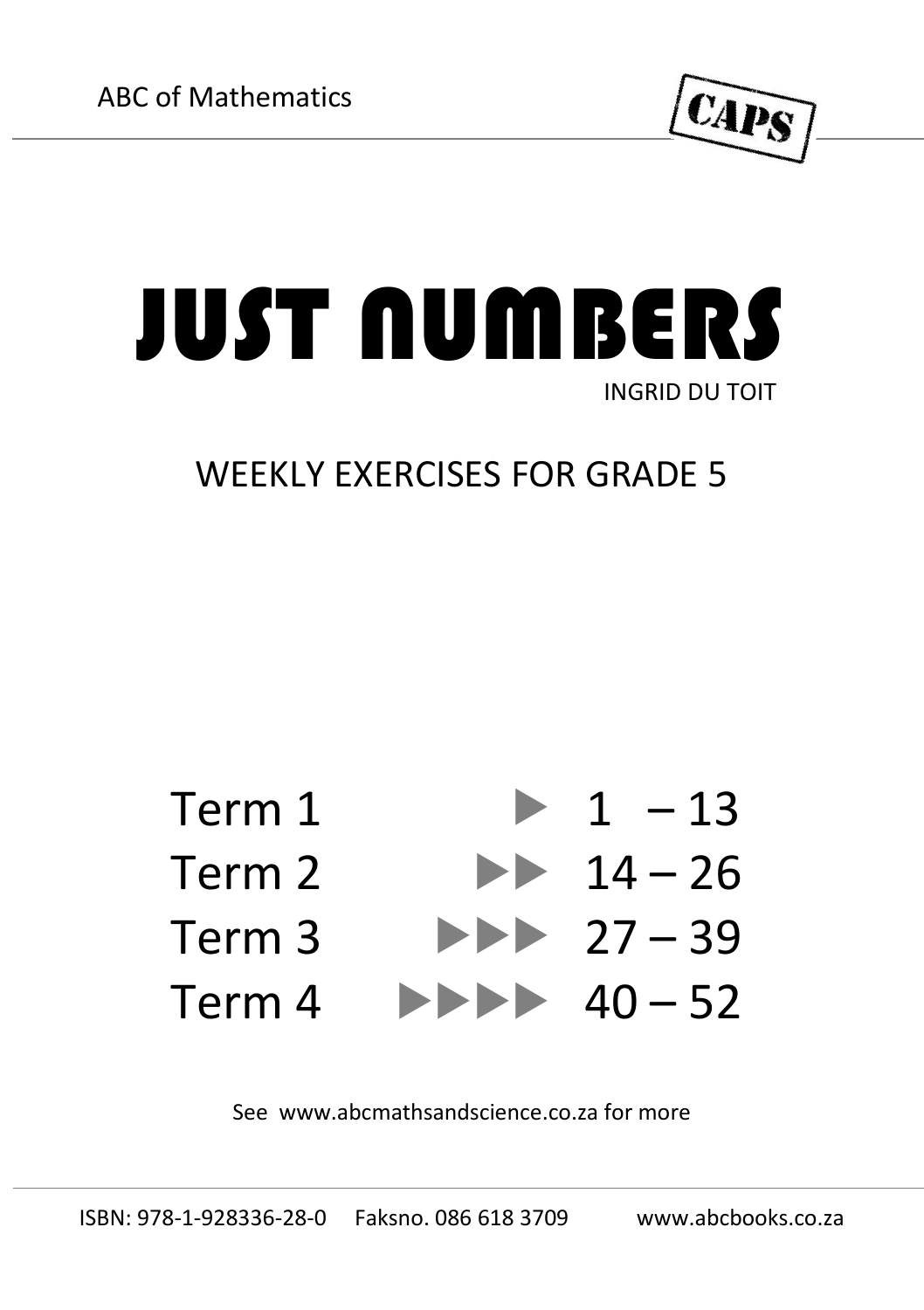ABC of Mathematics

CAPS

# JUST NUMBERS

INGRID DU TOIT

## WEEKLY EXERCISES FOR GRADE 5

| | | |
|---|---|---|
| Term 1 | ▶ | 1 – 13 |
| Term 2 | ▶▶ | 14 – 26 |
| Term 3 | ▶▶▶ | 27 – 39 |
| Term 4 | ▶▶▶▶ | 40 – 52 |

See www.abcmathsandscience.co.za for more

ISBN: 978-1-928336-28-0 Faksno. 086 618 3709 www.abcbooks.co.za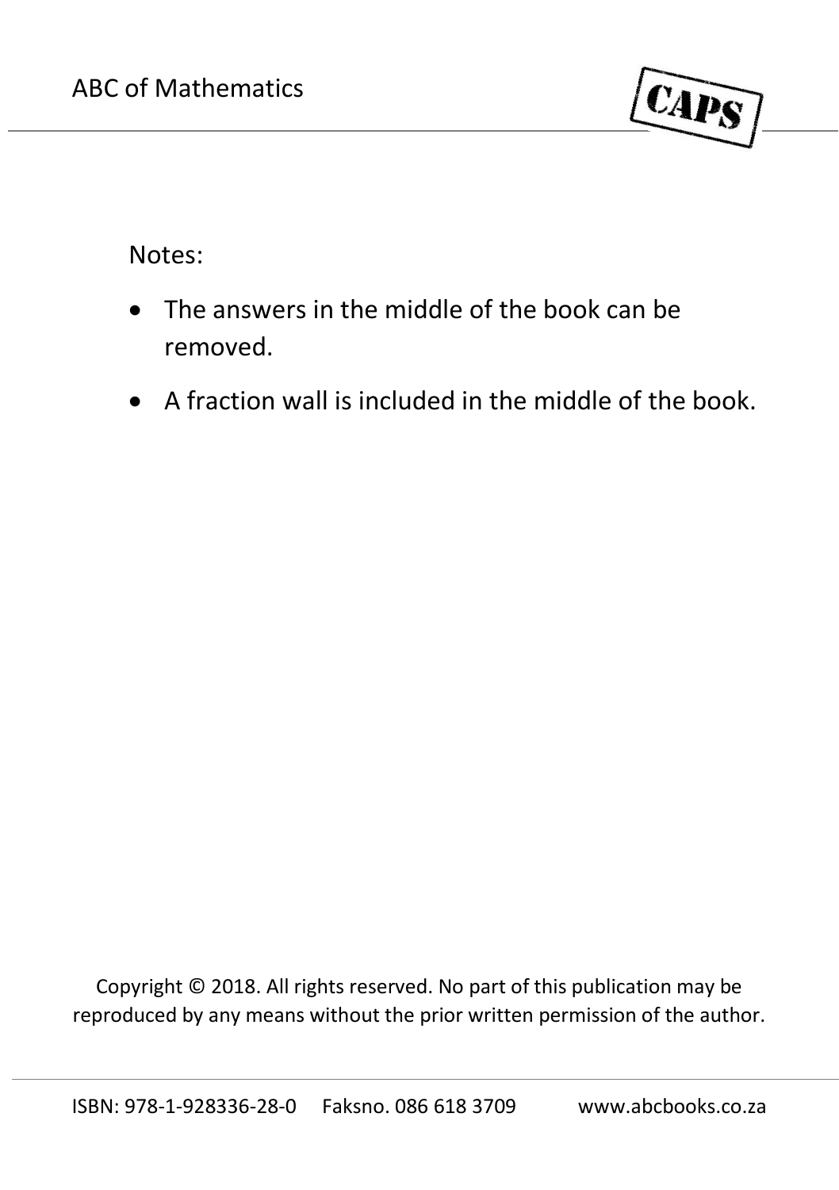Notes:

- The answers in the middle of the book can be removed.
- A fraction wall is included in the middle of the book.

Copyright © 2018. All rights reserved. No part of this publication may be reproduced by any means without the prior written permission of the author.

ISBN: 978-1-928336-28-0 Faksno. 086 618 3709 www.abcbooks.co.za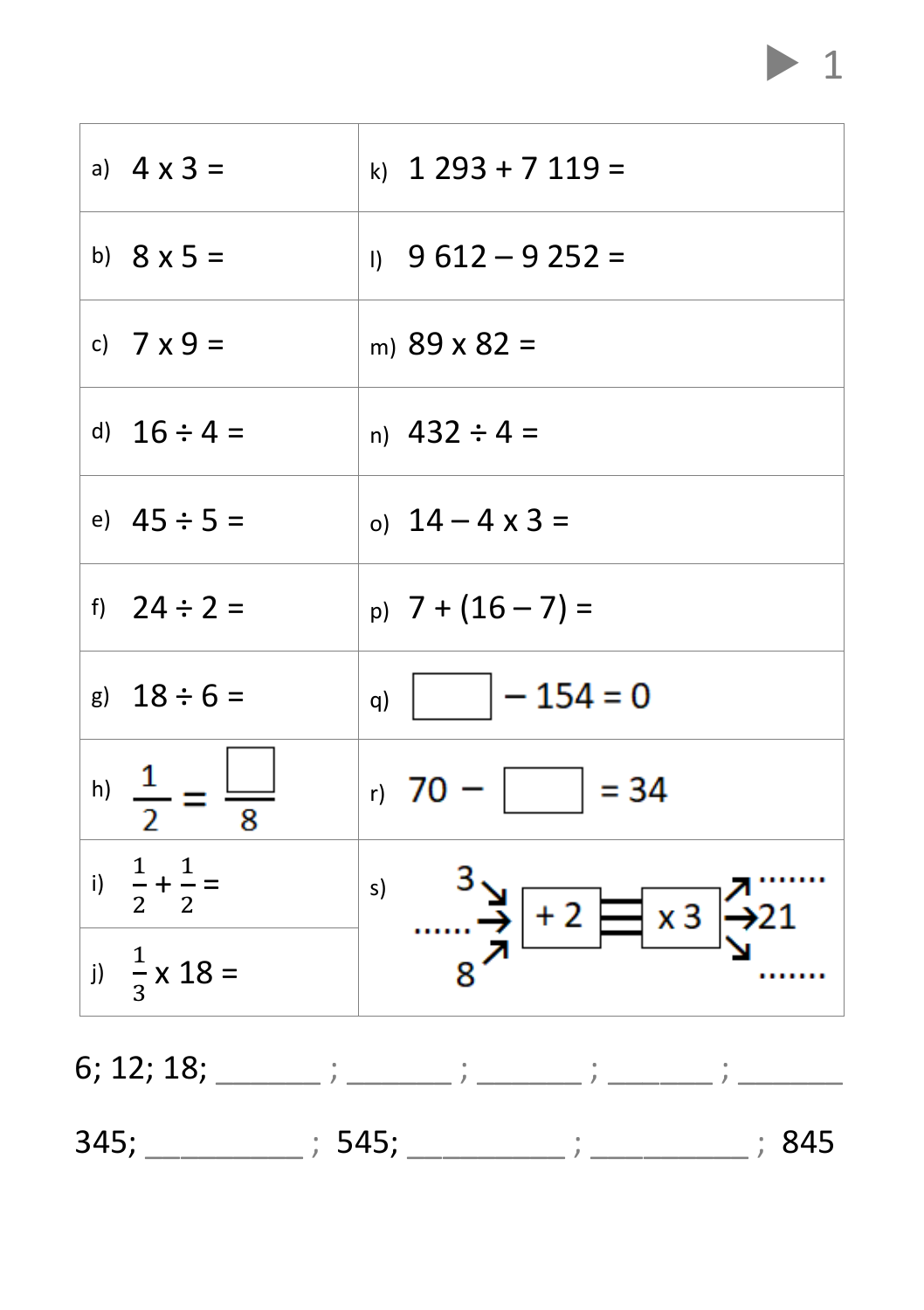| | |
|---|---|
| a) $4 \times 3 =$ | k) $1\ 293 + 7\ 119 =$ |
| b) $8 \times 5 =$ | l) $9\ 612 - 9\ 252 =$ |
| c) $7 \times 9 =$ | m) $89 \times 82 =$ |
| d) $16 \div 4 =$ | n) $432 \div 4 =$ |
| e) $45 \div 5 =$ | o) $14 - 4 \times 3 =$ |
| f) $24 \div 2 =$ | p) $7 + (16 - 7) =$ |
| g) $18 \div 6 =$ | q) $\square - 154 = 0$ |
| h) $\frac{1}{2} = \frac{\square}{8}$ | r) $70 - \square = 34$ |
| i) $\frac{1}{2} + \frac{1}{2} =$ | s) 3 ↘, ....... →, 8 ↗ $\boxed{+2}$ ☰ $\boxed{\times 3}$ ↗ ......., → 21, ↘ ....... |
| j) $\frac{1}{3} \times 18 =$ | |

6; 12; 18; _______ ; _______ ; _______ ; _______ ; _______

345; __________ ; 545; __________ ; __________ ; 845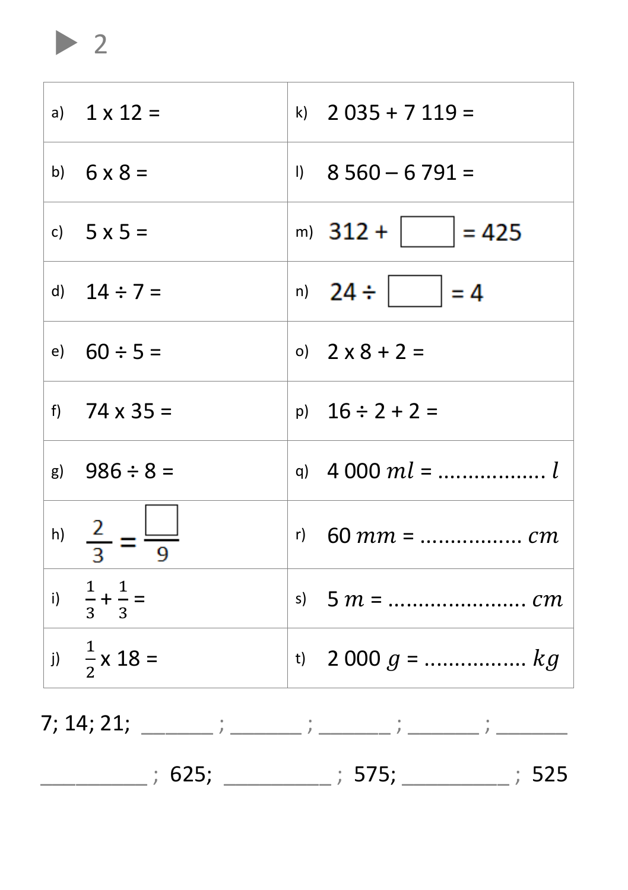## ▶ 2

| | | | |
|---|---|---|---|
| a) | $1 \times 12 =$ | k) | $2\,035 + 7\,119 =$ |
| b) | $6 \times 8 =$ | l) | $8\,560 - 6\,791 =$ |
| c) | $5 \times 5 =$ | m) | $312 + \square = 425$ |
| d) | $14 \div 7 =$ | n) | $24 \div \square = 4$ |
| e) | $60 \div 5 =$ | o) | $2 \times 8 + 2 =$ |
| f) | $74 \times 35 =$ | p) | $16 \div 2 + 2 =$ |
| g) | $986 \div 8 =$ | q) | $4\,000\ ml =$ .................. $l$ |
| h) | $\frac{2}{3} = \frac{\square}{9}$ | r) | $60\ mm =$ ................. $cm$ |
| i) | $\frac{1}{3} + \frac{1}{3} =$ | s) | $5\ m =$ ....................... $cm$ |
| j) | $\frac{1}{2} \times 18 =$ | t) | $2\,000\ g =$ ................. $kg$ |

7; 14; 21; _______ ; _______ ; _______ ; _______ ; _______

__________ ; 625; __________ ; 575; __________ ; 525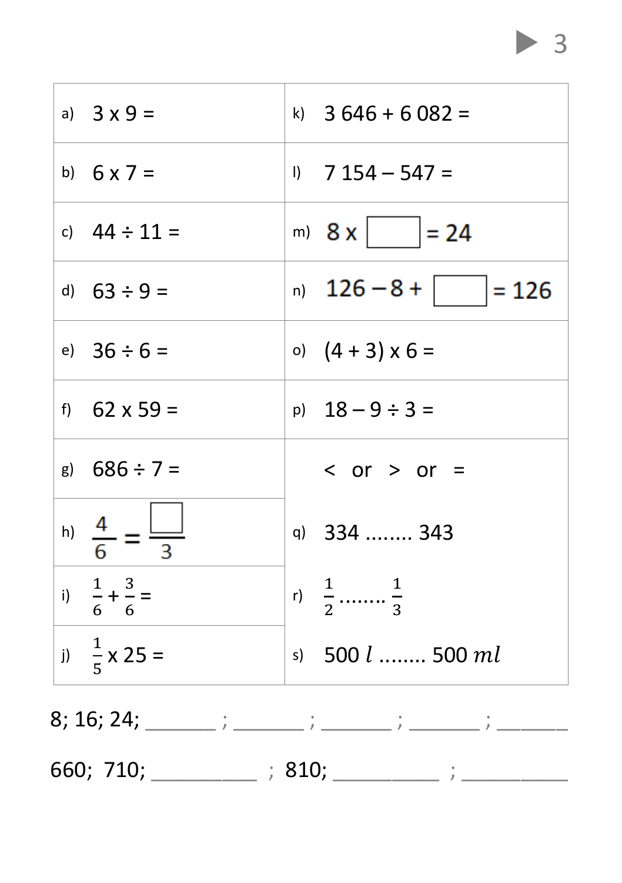| | | | |
|---|---|---|---|
| a) | 3 x 9 = | k) | 3 646 + 6 082 = |
| b) | 6 x 7 = | l) | 7 154 – 547 = |
| c) | 44 ÷ 11 = | m) | 8 x ☐ = 24 |
| d) | 63 ÷ 9 = | n) | 126 – 8 + ☐ = 126 |
| e) | 36 ÷ 6 = | o) | (4 + 3) x 6 = |
| f) | 62 x 59 = | p) | 18 – 9 ÷ 3 = |
| g) | 686 ÷ 7 = | | < or > or = |
| h) | $\frac{4}{6} = \frac{\square}{3}$ | q) | 334 ........ 343 |
| i) | $\frac{1}{6} + \frac{3}{6} =$ | r) | $\frac{1}{2}$ ........ $\frac{1}{3}$ |
| j) | $\frac{1}{5}$ x 25 = | s) | 500 $l$ ........ 500 $ml$ |

8; 16; 24; ______ ; ______ ; ______ ; ______ ; ______

660; 710; ________ ; 810; ________ ; ________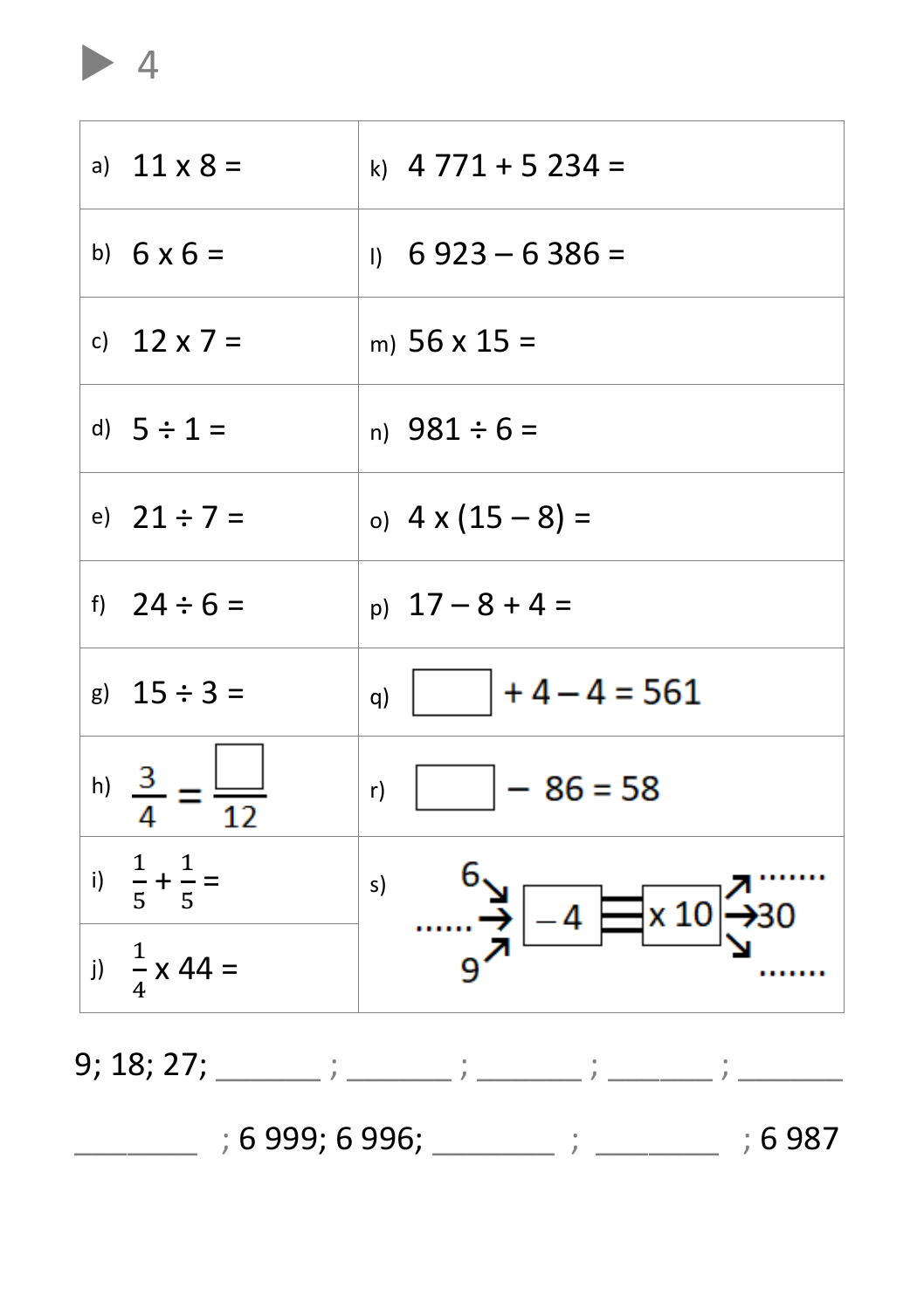## ▶ 4

| | |
|---|---|
| a) $11 \times 8 =$ | k) $4\,771 + 5\,234 =$ |
| b) $6 \times 6 =$ | l) $6\,923 - 6\,386 =$ |
| c) $12 \times 7 =$ | m) $56 \times 15 =$ |
| d) $5 \div 1 =$ | n) $981 \div 6 =$ |
| e) $21 \div 7 =$ | o) $4 \times (15 - 8) =$ |
| f) $24 \div 6 =$ | p) $17 - 8 + 4 =$ |
| g) $15 \div 3 =$ | q) $\square + 4 - 4 = 561$ |
| h) $\frac{3}{4} = \frac{\square}{12}$ | r) $\square - 86 = 58$ |
| i) $\frac{1}{5} + \frac{1}{5} =$ | s) 6, ……, 9 → $-4$ → $\times 10$ → ……, 30, …… |
| j) $\frac{1}{4} \times 44 =$ | |

9; 18; 27; ______ ; ______ ; ______ ; ______ ; ______

______ ; 6 999; 6 996; ______ ; ______ ; 6 987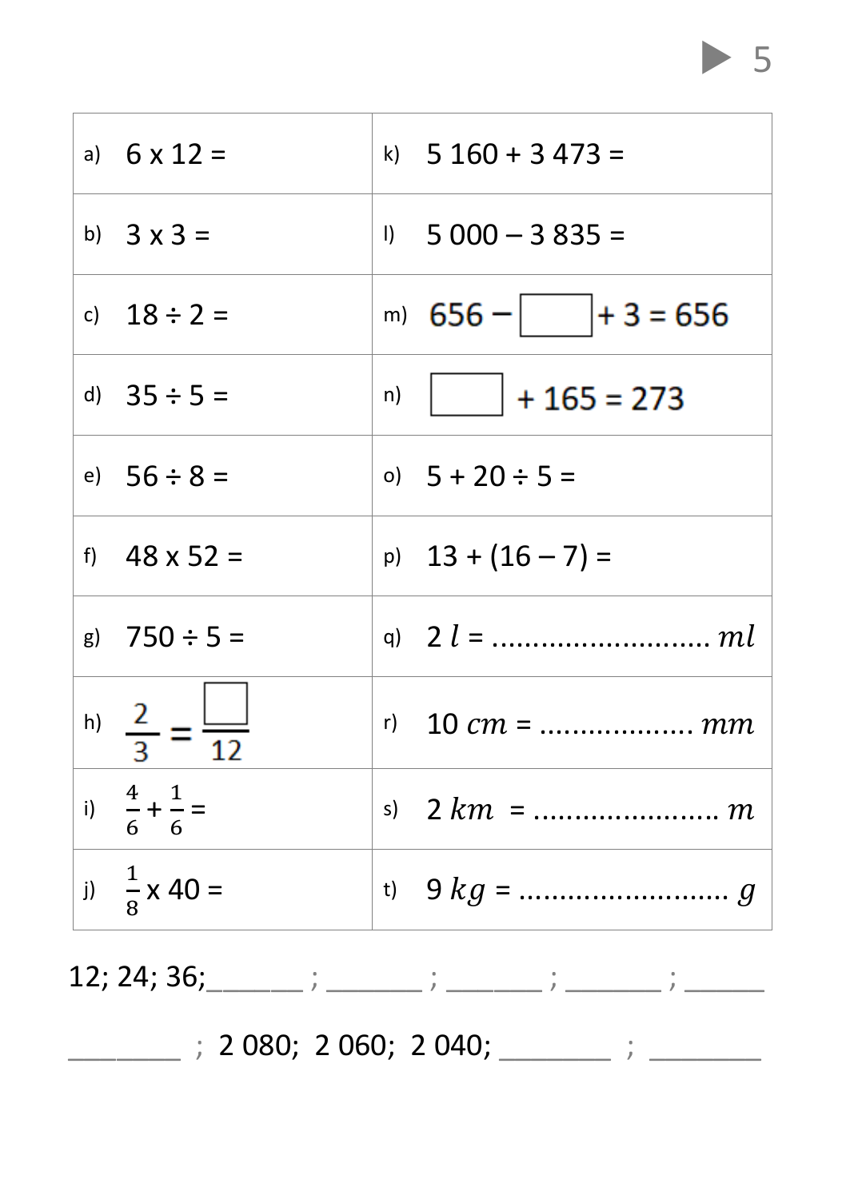▶ 5

| | |
|---|---|
| a) 6 x 12 = | k) 5 160 + 3 473 = |
| b) 3 x 3 = | l) 5 000 – 3 835 = |
| c) 18 ÷ 2 = | m) 656 – ☐ + 3 = 656 |
| d) 35 ÷ 5 = | n) ☐ + 165 = 273 |
| e) 56 ÷ 8 = | o) 5 + 20 ÷ 5 = |
| f) 48 x 52 = | p) 13 + (16 – 7) = |
| g) 750 ÷ 5 = | q) 2 $l$ = .......................... $ml$ |
| h) $\frac{2}{3} = \frac{\square}{12}$ | r) 10 $cm$ = .................. $mm$ |
| i) $\frac{4}{6} + \frac{1}{6} =$ | s) 2 $km$ = ....................... $m$ |
| j) $\frac{1}{8}$ x 40 = | t) 9 $kg$ = .......................... $g$ |

12; 24; 36;______ ; ______ ; ______ ; ______ ; ______

______ ; 2 080; 2 060; 2 040; ______ ; ______